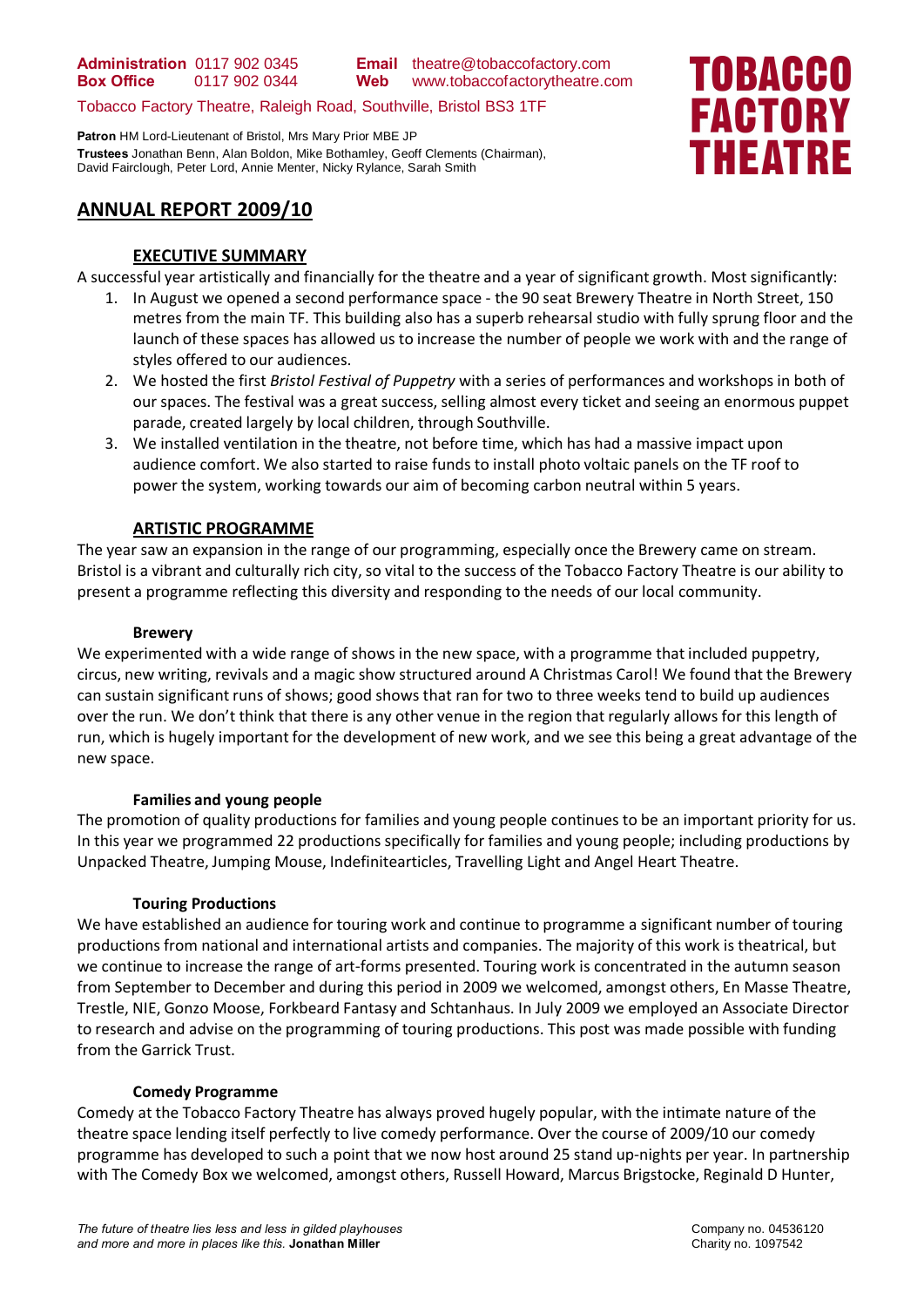**Administration** 0117 902 0345  **Email** theatre@tobaccofactory.com
**Box Office** 0117 902 0344  **Web** www.tobaccofactorytheatre.com

Tobacco Factory Theatre, Raleigh Road, Southville, Bristol BS3 1TF

**Patron** HM Lord-Lieutenant of Bristol, Mrs Mary Prior MBE JP
**Trustees** Jonathan Benn, Alan Boldon, Mike Bothamley, Geoff Clements (Chairman), David Fairclough, Peter Lord, Annie Menter, Nicky Rylance, Sarah Smith

**TOBACCO FACTORY THEATRE**

# ANNUAL REPORT 2009/10

## EXECUTIVE SUMMARY

A successful year artistically and financially for the theatre and a year of significant growth. Most significantly:

1. In August we opened a second performance space - the 90 seat Brewery Theatre in North Street, 150 metres from the main TF. This building also has a superb rehearsal studio with fully sprung floor and the launch of these spaces has allowed us to increase the number of people we work with and the range of styles offered to our audiences.
2. We hosted the first *Bristol Festival of Puppetry* with a series of performances and workshops in both of our spaces. The festival was a great success, selling almost every ticket and seeing an enormous puppet parade, created largely by local children, through Southville.
3. We installed ventilation in the theatre, not before time, which has had a massive impact upon audience comfort. We also started to raise funds to install photo voltaic panels on the TF roof to power the system, working towards our aim of becoming carbon neutral within 5 years.

## ARTISTIC PROGRAMME

The year saw an expansion in the range of our programming, especially once the Brewery came on stream. Bristol is a vibrant and culturally rich city, so vital to the success of the Tobacco Factory Theatre is our ability to present a programme reflecting this diversity and responding to the needs of our local community.

### Brewery

We experimented with a wide range of shows in the new space, with a programme that included puppetry, circus, new writing, revivals and a magic show structured around A Christmas Carol! We found that the Brewery can sustain significant runs of shows; good shows that ran for two to three weeks tend to build up audiences over the run. We don't think that there is any other venue in the region that regularly allows for this length of run, which is hugely important for the development of new work, and we see this being a great advantage of the new space.

### Families and young people

The promotion of quality productions for families and young people continues to be an important priority for us. In this year we programmed 22 productions specifically for families and young people; including productions by Unpacked Theatre, Jumping Mouse, Indefinitearticles, Travelling Light and Angel Heart Theatre.

### Touring Productions

We have established an audience for touring work and continue to programme a significant number of touring productions from national and international artists and companies. The majority of this work is theatrical, but we continue to increase the range of art-forms presented. Touring work is concentrated in the autumn season from September to December and during this period in 2009 we welcomed, amongst others, En Masse Theatre, Trestle, NIE, Gonzo Moose, Forkbeard Fantasy and Schtanhaus. In July 2009 we employed an Associate Director to research and advise on the programming of touring productions. This post was made possible with funding from the Garrick Trust.

### Comedy Programme

Comedy at the Tobacco Factory Theatre has always proved hugely popular, with the intimate nature of the theatre space lending itself perfectly to live comedy performance. Over the course of 2009/10 our comedy programme has developed to such a point that we now host around 25 stand up-nights per year. In partnership with The Comedy Box we welcomed, amongst others, Russell Howard, Marcus Brigstocke, Reginald D Hunter,

*The future of theatre lies less and less in gilded playhouses and more and more in places like this.* **Jonathan Miller**

Company no. 04536120
Charity no. 1097542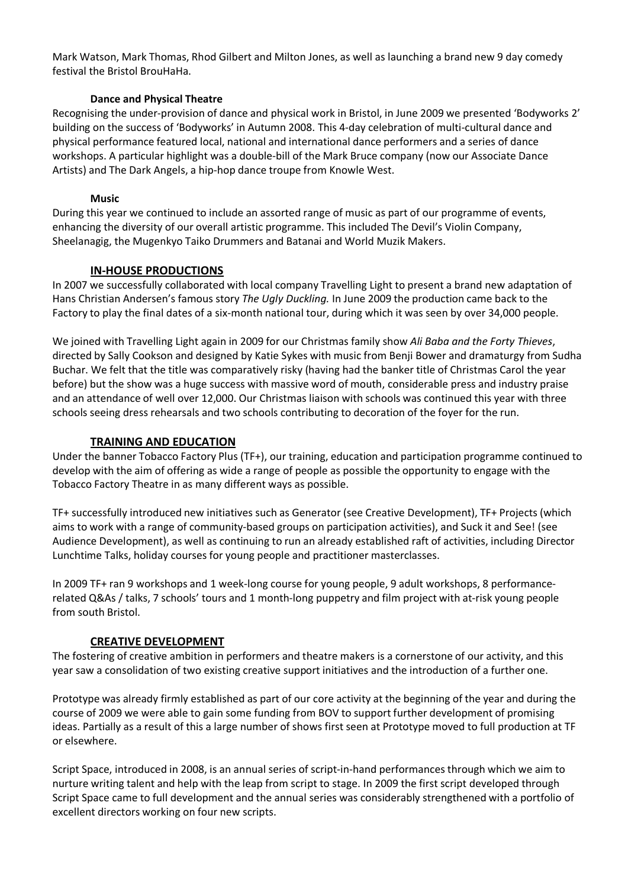Mark Watson, Mark Thomas, Rhod Gilbert and Milton Jones, as well as launching a brand new 9 day comedy festival the Bristol BrouHaHa.

#### Dance and Physical Theatre

Recognising the under-provision of dance and physical work in Bristol, in June 2009 we presented 'Bodyworks 2' building on the success of 'Bodyworks' in Autumn 2008. This 4-day celebration of multi-cultural dance and physical performance featured local, national and international dance performers and a series of dance workshops. A particular highlight was a double-bill of the Mark Bruce company (now our Associate Dance Artists) and The Dark Angels, a hip-hop dance troupe from Knowle West.

#### Music

During this year we continued to include an assorted range of music as part of our programme of events, enhancing the diversity of our overall artistic programme. This included The Devil's Violin Company, Sheelanagig, the Mugenkyo Taiko Drummers and Batanai and World Muzik Makers.

### IN-HOUSE PRODUCTIONS

In 2007 we successfully collaborated with local company Travelling Light to present a brand new adaptation of Hans Christian Andersen's famous story *The Ugly Duckling.* In June 2009 the production came back to the Factory to play the final dates of a six-month national tour, during which it was seen by over 34,000 people.

We joined with Travelling Light again in 2009 for our Christmas family show *Ali Baba and the Forty Thieves*, directed by Sally Cookson and designed by Katie Sykes with music from Benji Bower and dramaturgy from Sudha Buchar. We felt that the title was comparatively risky (having had the banker title of Christmas Carol the year before) but the show was a huge success with massive word of mouth, considerable press and industry praise and an attendance of well over 12,000. Our Christmas liaison with schools was continued this year with three schools seeing dress rehearsals and two schools contributing to decoration of the foyer for the run.

### TRAINING AND EDUCATION

Under the banner Tobacco Factory Plus (TF+), our training, education and participation programme continued to develop with the aim of offering as wide a range of people as possible the opportunity to engage with the Tobacco Factory Theatre in as many different ways as possible.

TF+ successfully introduced new initiatives such as Generator (see Creative Development), TF+ Projects (which aims to work with a range of community-based groups on participation activities), and Suck it and See! (see Audience Development), as well as continuing to run an already established raft of activities, including Director Lunchtime Talks, holiday courses for young people and practitioner masterclasses.

In 2009 TF+ ran 9 workshops and 1 week-long course for young people, 9 adult workshops, 8 performance-related Q&As / talks, 7 schools' tours and 1 month-long puppetry and film project with at-risk young people from south Bristol.

### CREATIVE DEVELOPMENT

The fostering of creative ambition in performers and theatre makers is a cornerstone of our activity, and this year saw a consolidation of two existing creative support initiatives and the introduction of a further one.

Prototype was already firmly established as part of our core activity at the beginning of the year and during the course of 2009 we were able to gain some funding from BOV to support further development of promising ideas. Partially as a result of this a large number of shows first seen at Prototype moved to full production at TF or elsewhere.

Script Space, introduced in 2008, is an annual series of script-in-hand performances through which we aim to nurture writing talent and help with the leap from script to stage. In 2009 the first script developed through Script Space came to full development and the annual series was considerably strengthened with a portfolio of excellent directors working on four new scripts.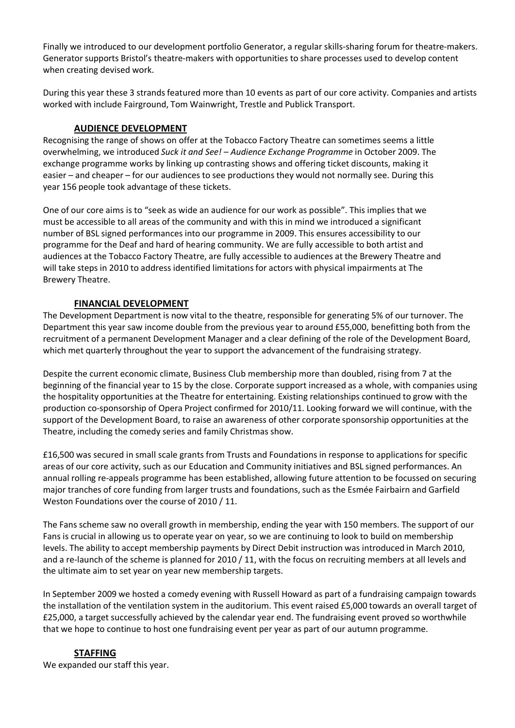Finally we introduced to our development portfolio Generator, a regular skills-sharing forum for theatre-makers. Generator supports Bristol's theatre-makers with opportunities to share processes used to develop content when creating devised work.

During this year these 3 strands featured more than 10 events as part of our core activity. Companies and artists worked with include Fairground, Tom Wainwright, Trestle and Publick Transport.

## AUDIENCE DEVELOPMENT

Recognising the range of shows on offer at the Tobacco Factory Theatre can sometimes seems a little overwhelming, we introduced *Suck it and See! – Audience Exchange Programme* in October 2009. The exchange programme works by linking up contrasting shows and offering ticket discounts, making it easier – and cheaper – for our audiences to see productions they would not normally see. During this year 156 people took advantage of these tickets.

One of our core aims is to "seek as wide an audience for our work as possible". This implies that we must be accessible to all areas of the community and with this in mind we introduced a significant number of BSL signed performances into our programme in 2009. This ensures accessibility to our programme for the Deaf and hard of hearing community. We are fully accessible to both artist and audiences at the Tobacco Factory Theatre, are fully accessible to audiences at the Brewery Theatre and will take steps in 2010 to address identified limitations for actors with physical impairments at The Brewery Theatre.

## FINANCIAL DEVELOPMENT

The Development Department is now vital to the theatre, responsible for generating 5% of our turnover. The Department this year saw income double from the previous year to around £55,000, benefitting both from the recruitment of a permanent Development Manager and a clear defining of the role of the Development Board, which met quarterly throughout the year to support the advancement of the fundraising strategy.

Despite the current economic climate, Business Club membership more than doubled, rising from 7 at the beginning of the financial year to 15 by the close. Corporate support increased as a whole, with companies using the hospitality opportunities at the Theatre for entertaining. Existing relationships continued to grow with the production co-sponsorship of Opera Project confirmed for 2010/11. Looking forward we will continue, with the support of the Development Board, to raise an awareness of other corporate sponsorship opportunities at the Theatre, including the comedy series and family Christmas show.

£16,500 was secured in small scale grants from Trusts and Foundations in response to applications for specific areas of our core activity, such as our Education and Community initiatives and BSL signed performances. An annual rolling re-appeals programme has been established, allowing future attention to be focussed on securing major tranches of core funding from larger trusts and foundations, such as the Esmée Fairbairn and Garfield Weston Foundations over the course of 2010 / 11.

The Fans scheme saw no overall growth in membership, ending the year with 150 members. The support of our Fans is crucial in allowing us to operate year on year, so we are continuing to look to build on membership levels. The ability to accept membership payments by Direct Debit instruction was introduced in March 2010, and a re-launch of the scheme is planned for 2010 / 11, with the focus on recruiting members at all levels and the ultimate aim to set year on year new membership targets.

In September 2009 we hosted a comedy evening with Russell Howard as part of a fundraising campaign towards the installation of the ventilation system in the auditorium. This event raised £5,000 towards an overall target of £25,000, a target successfully achieved by the calendar year end. The fundraising event proved so worthwhile that we hope to continue to host one fundraising event per year as part of our autumn programme.

## STAFFING

We expanded our staff this year.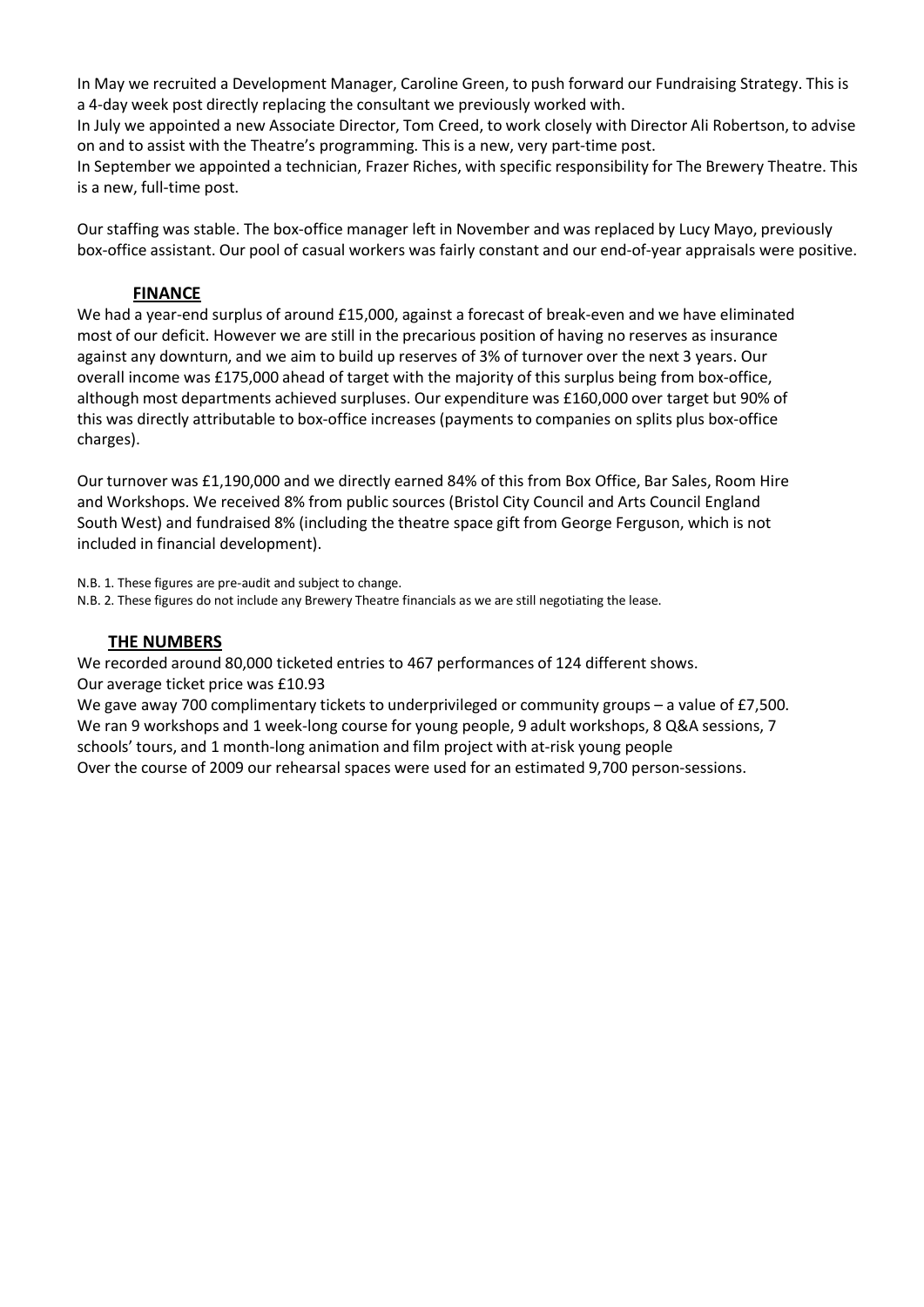In May we recruited a Development Manager, Caroline Green, to push forward our Fundraising Strategy. This is a 4-day week post directly replacing the consultant we previously worked with.

In July we appointed a new Associate Director, Tom Creed, to work closely with Director Ali Robertson, to advise on and to assist with the Theatre's programming. This is a new, very part-time post.

In September we appointed a technician, Frazer Riches, with specific responsibility for The Brewery Theatre. This is a new, full-time post.

Our staffing was stable. The box-office manager left in November and was replaced by Lucy Mayo, previously box-office assistant. Our pool of casual workers was fairly constant and our end-of-year appraisals were positive.

## FINANCE

We had a year-end surplus of around £15,000, against a forecast of break-even and we have eliminated most of our deficit. However we are still in the precarious position of having no reserves as insurance against any downturn, and we aim to build up reserves of 3% of turnover over the next 3 years. Our overall income was £175,000 ahead of target with the majority of this surplus being from box-office, although most departments achieved surpluses. Our expenditure was £160,000 over target but 90% of this was directly attributable to box-office increases (payments to companies on splits plus box-office charges).

Our turnover was £1,190,000 and we directly earned 84% of this from Box Office, Bar Sales, Room Hire and Workshops. We received 8% from public sources (Bristol City Council and Arts Council England South West) and fundraised 8% (including the theatre space gift from George Ferguson, which is not included in financial development).

N.B. 1. These figures are pre-audit and subject to change.

N.B. 2. These figures do not include any Brewery Theatre financials as we are still negotiating the lease.

## THE NUMBERS

We recorded around 80,000 ticketed entries to 467 performances of 124 different shows.

Our average ticket price was £10.93

We gave away 700 complimentary tickets to underprivileged or community groups – a value of £7,500.

We ran 9 workshops and 1 week-long course for young people, 9 adult workshops, 8 Q&A sessions, 7 schools' tours, and 1 month-long animation and film project with at-risk young people

Over the course of 2009 our rehearsal spaces were used for an estimated 9,700 person-sessions.